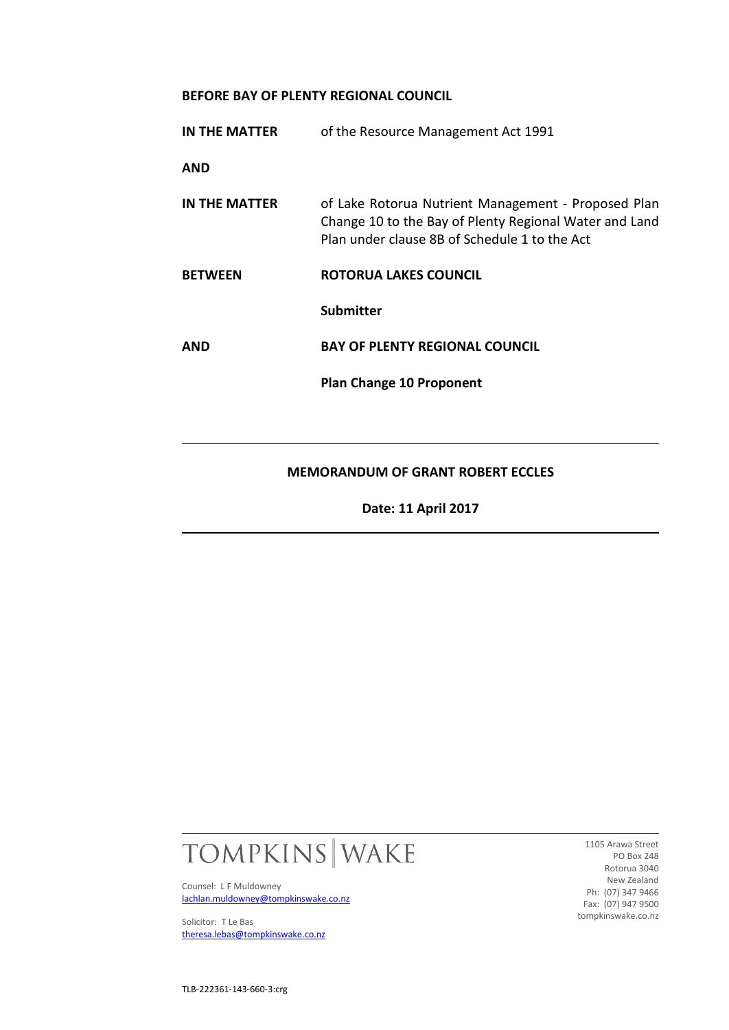**BEFORE BAY OF PLENTY REGIONAL COUNCIL**

**IN THE MATTER** of the Resource Management Act 1991

**AND**

**IN THE MATTER** of Lake Rotorua Nutrient Management - Proposed Plan Change 10 to the Bay of Plenty Regional Water and Land Plan under clause 8B of Schedule 1 to the Act

**BETWEEN** **ROTORUA LAKES COUNCIL**

**Submitter**

**AND** **BAY OF PLENTY REGIONAL COUNCIL**

**Plan Change 10 Proponent**

---

**MEMORANDUM OF GRANT ROBERT ECCLES**

**Date: 11 April 2017**

---

TOMPKINS | WAKE

Counsel: L F Muldowney
lachlan.muldowney@tompkinswake.co.nz

Solicitor: T Le Bas
theresa.lebas@tompkinswake.co.nz

1105 Arawa Street
PO Box 248
Rotorua 3040
New Zealand
Ph: (07) 347 9466
Fax: (07) 947 9500
tompkinswake.co.nz

TLB-222361-143-660-3:crg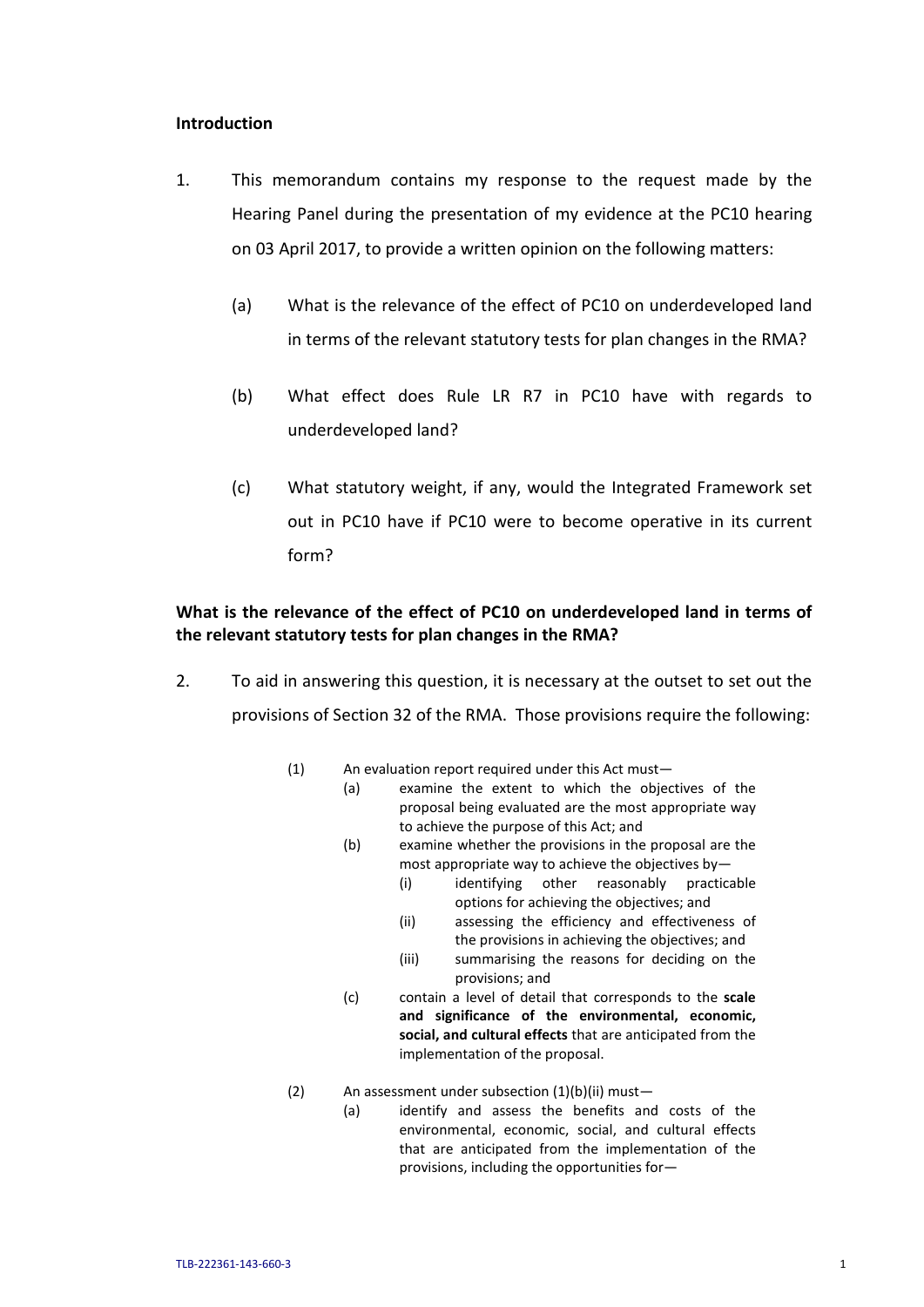**Introduction**

1. This memorandum contains my response to the request made by the Hearing Panel during the presentation of my evidence at the PC10 hearing on 03 April 2017, to provide a written opinion on the following matters:

   (a) What is the relevance of the effect of PC10 on underdeveloped land in terms of the relevant statutory tests for plan changes in the RMA?

   (b) What effect does Rule LR R7 in PC10 have with regards to underdeveloped land?

   (c) What statutory weight, if any, would the Integrated Framework set out in PC10 have if PC10 were to become operative in its current form?

**What is the relevance of the effect of PC10 on underdeveloped land in terms of the relevant statutory tests for plan changes in the RMA?**

2. To aid in answering this question, it is necessary at the outset to set out the provisions of Section 32 of the RMA. Those provisions require the following:

   > (1) An evaluation report required under this Act must—
   >
   > (a) examine the extent to which the objectives of the proposal being evaluated are the most appropriate way to achieve the purpose of this Act; and
   >
   > (b) examine whether the provisions in the proposal are the most appropriate way to achieve the objectives by—
   >
   > (i) identifying other reasonably practicable options for achieving the objectives; and
   >
   > (ii) assessing the efficiency and effectiveness of the provisions in achieving the objectives; and
   >
   > (iii) summarising the reasons for deciding on the provisions; and
   >
   > (c) contain a level of detail that corresponds to the **scale and significance of the environmental, economic, social, and cultural effects** that are anticipated from the implementation of the proposal.
   >
   > (2) An assessment under subsection (1)(b)(ii) must—
   >
   > (a) identify and assess the benefits and costs of the environmental, economic, social, and cultural effects that are anticipated from the implementation of the provisions, including the opportunities for—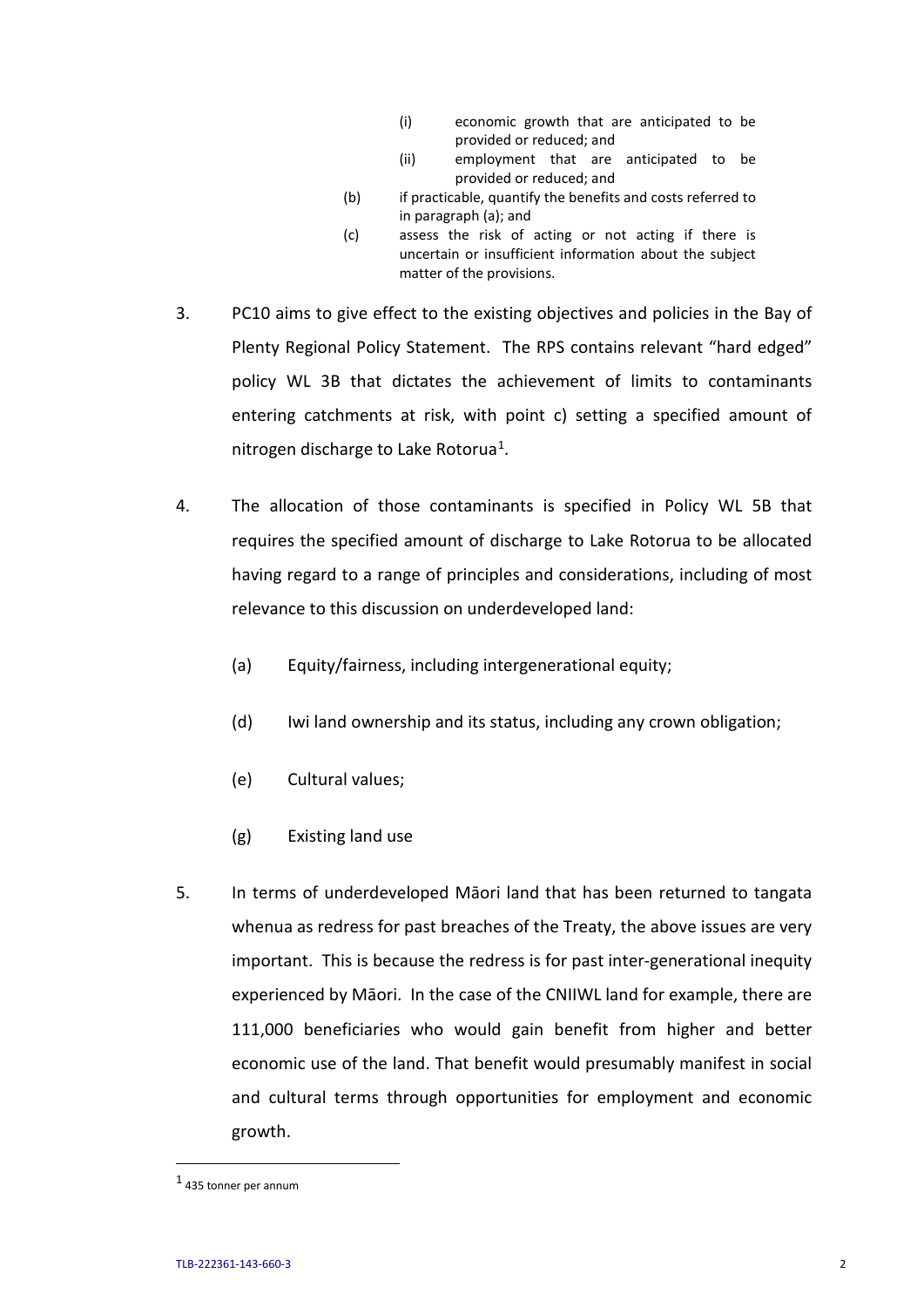(i) economic growth that are anticipated to be provided or reduced; and

   (ii) employment that are anticipated to be provided or reduced; and

(b) if practicable, quantify the benefits and costs referred to in paragraph (a); and

(c) assess the risk of acting or not acting if there is uncertain or insufficient information about the subject matter of the provisions.

3. PC10 aims to give effect to the existing objectives and policies in the Bay of Plenty Regional Policy Statement. The RPS contains relevant "hard edged" policy WL 3B that dictates the achievement of limits to contaminants entering catchments at risk, with point c) setting a specified amount of nitrogen discharge to Lake Rotorua[1].

4. The allocation of those contaminants is specified in Policy WL 5B that requires the specified amount of discharge to Lake Rotorua to be allocated having regard to a range of principles and considerations, including of most relevance to this discussion on underdeveloped land:

   (a) Equity/fairness, including intergenerational equity;

   (d) Iwi land ownership and its status, including any crown obligation;

   (e) Cultural values;

   (g) Existing land use

5. In terms of underdeveloped Māori land that has been returned to tangata whenua as redress for past breaches of the Treaty, the above issues are very important. This is because the redress is for past inter-generational inequity experienced by Māori. In the case of the CNIIWL land for example, there are 111,000 beneficiaries who would gain benefit from higher and better economic use of the land. That benefit would presumably manifest in social and cultural terms through opportunities for employment and economic growth.

---

[1] 435 tonner per annum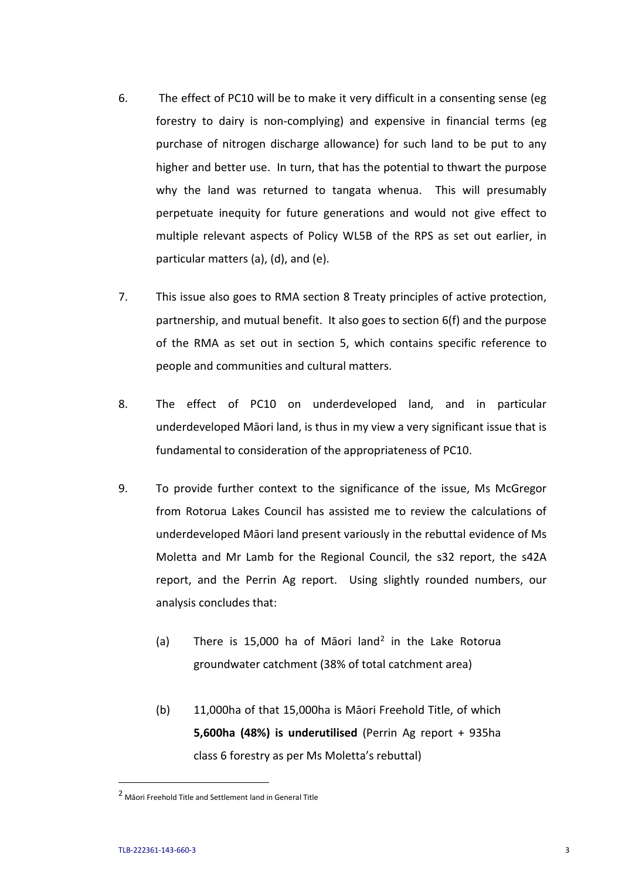6. The effect of PC10 will be to make it very difficult in a consenting sense (eg forestry to dairy is non-complying) and expensive in financial terms (eg purchase of nitrogen discharge allowance) for such land to be put to any higher and better use. In turn, that has the potential to thwart the purpose why the land was returned to tangata whenua. This will presumably perpetuate inequity for future generations and would not give effect to multiple relevant aspects of Policy WL5B of the RPS as set out earlier, in particular matters (a), (d), and (e).

7. This issue also goes to RMA section 8 Treaty principles of active protection, partnership, and mutual benefit. It also goes to section 6(f) and the purpose of the RMA as set out in section 5, which contains specific reference to people and communities and cultural matters.

8. The effect of PC10 on underdeveloped land, and in particular underdeveloped Māori land, is thus in my view a very significant issue that is fundamental to consideration of the appropriateness of PC10.

9. To provide further context to the significance of the issue, Ms McGregor from Rotorua Lakes Council has assisted me to review the calculations of underdeveloped Māori land present variously in the rebuttal evidence of Ms Moletta and Mr Lamb for the Regional Council, the s32 report, the s42A report, and the Perrin Ag report. Using slightly rounded numbers, our analysis concludes that:

   (a) There is 15,000 ha of Māori land[2] in the Lake Rotorua groundwater catchment (38% of total catchment area)

   (b) 11,000ha of that 15,000ha is Māori Freehold Title, of which **5,600ha (48%) is underutilised** (Perrin Ag report + 935ha class 6 forestry as per Ms Moletta's rebuttal)

---

[2] Māori Freehold Title and Settlement land in General Title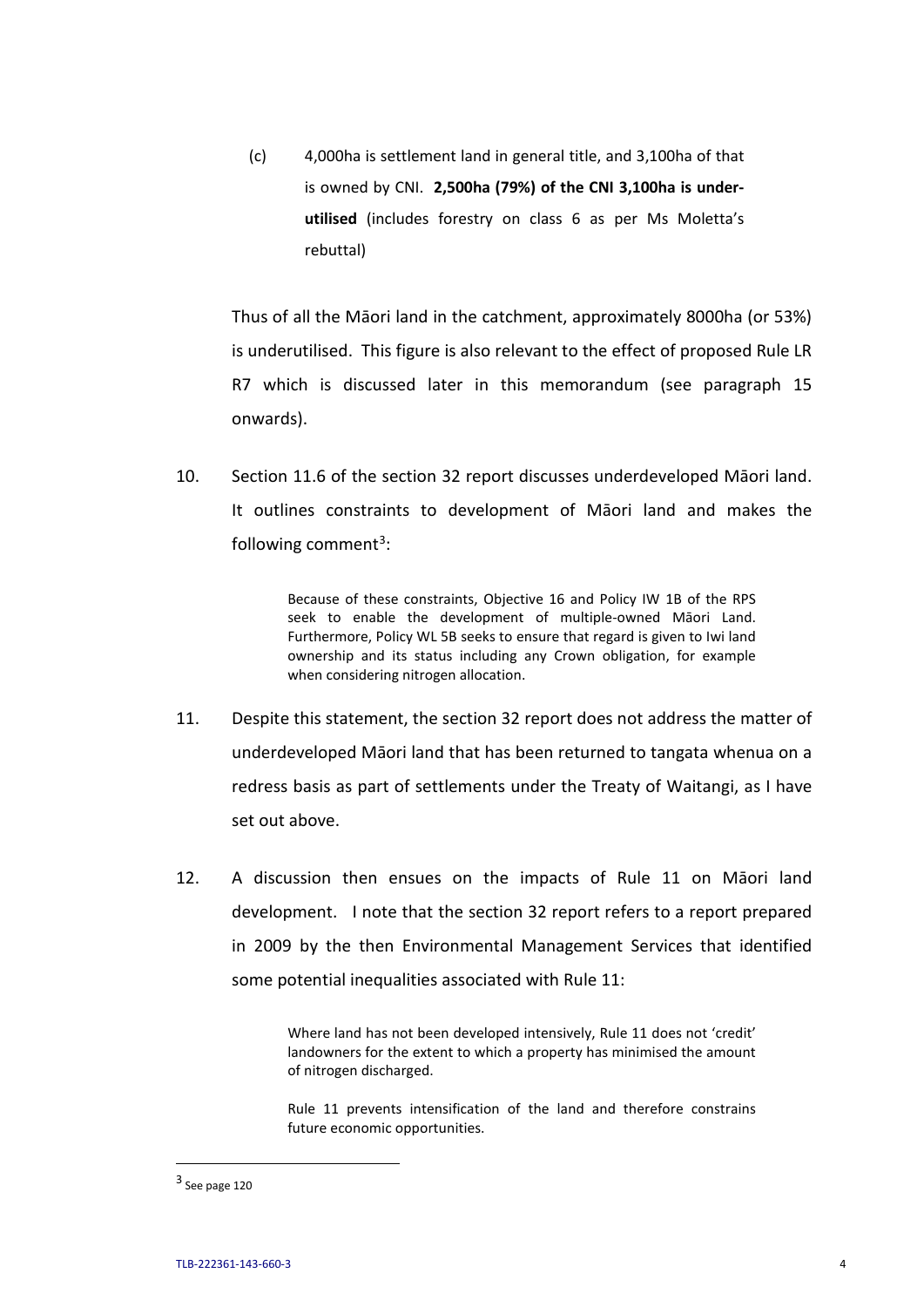(c) 4,000ha is settlement land in general title, and 3,100ha of that is owned by CNI. **2,500ha (79%) of the CNI 3,100ha is under-utilised** (includes forestry on class 6 as per Ms Moletta's rebuttal)

Thus of all the Māori land in the catchment, approximately 8000ha (or 53%) is underutilised. This figure is also relevant to the effect of proposed Rule LR R7 which is discussed later in this memorandum (see paragraph 15 onwards).

10. Section 11.6 of the section 32 report discusses underdeveloped Māori land. It outlines constraints to development of Māori land and makes the following comment[3]:

> Because of these constraints, Objective 16 and Policy IW 1B of the RPS seek to enable the development of multiple-owned Māori Land. Furthermore, Policy WL 5B seeks to ensure that regard is given to Iwi land ownership and its status including any Crown obligation, for example when considering nitrogen allocation.

11. Despite this statement, the section 32 report does not address the matter of underdeveloped Māori land that has been returned to tangata whenua on a redress basis as part of settlements under the Treaty of Waitangi, as I have set out above.

12. A discussion then ensues on the impacts of Rule 11 on Māori land development. I note that the section 32 report refers to a report prepared in 2009 by the then Environmental Management Services that identified some potential inequalities associated with Rule 11:

> Where land has not been developed intensively, Rule 11 does not 'credit' landowners for the extent to which a property has minimised the amount of nitrogen discharged.
>
> Rule 11 prevents intensification of the land and therefore constrains future economic opportunities.

[3] See page 120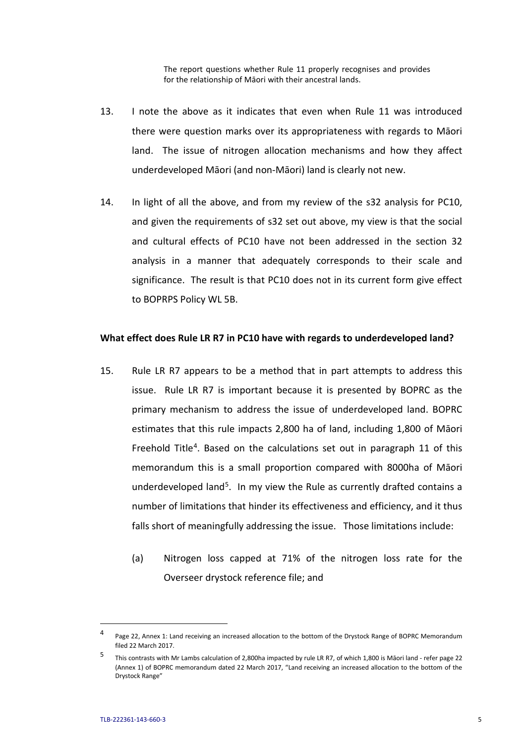> The report questions whether Rule 11 properly recognises and provides for the relationship of Māori with their ancestral lands.

13. I note the above as it indicates that even when Rule 11 was introduced there were question marks over its appropriateness with regards to Māori land. The issue of nitrogen allocation mechanisms and how they affect underdeveloped Māori (and non-Māori) land is clearly not new.

14. In light of all the above, and from my review of the s32 analysis for PC10, and given the requirements of s32 set out above, my view is that the social and cultural effects of PC10 have not been addressed in the section 32 analysis in a manner that adequately corresponds to their scale and significance. The result is that PC10 does not in its current form give effect to BOPRPS Policy WL 5B.

**What effect does Rule LR R7 in PC10 have with regards to underdeveloped land?**

15. Rule LR R7 appears to be a method that in part attempts to address this issue. Rule LR R7 is important because it is presented by BOPRC as the primary mechanism to address the issue of underdeveloped land. BOPRC estimates that this rule impacts 2,800 ha of land, including 1,800 of Māori Freehold Title[4]. Based on the calculations set out in paragraph 11 of this memorandum this is a small proportion compared with 8000ha of Māori underdeveloped land[5]. In my view the Rule as currently drafted contains a number of limitations that hinder its effectiveness and efficiency, and it thus falls short of meaningfully addressing the issue. Those limitations include:

    (a) Nitrogen loss capped at 71% of the nitrogen loss rate for the Overseer drystock reference file; and

---

[4] Page 22, Annex 1: Land receiving an increased allocation to the bottom of the Drystock Range of BOPRC Memorandum filed 22 March 2017.

[5] This contrasts with Mr Lambs calculation of 2,800ha impacted by rule LR R7, of which 1,800 is Māori land - refer page 22 (Annex 1) of BOPRC memorandum dated 22 March 2017, "Land receiving an increased allocation to the bottom of the Drystock Range"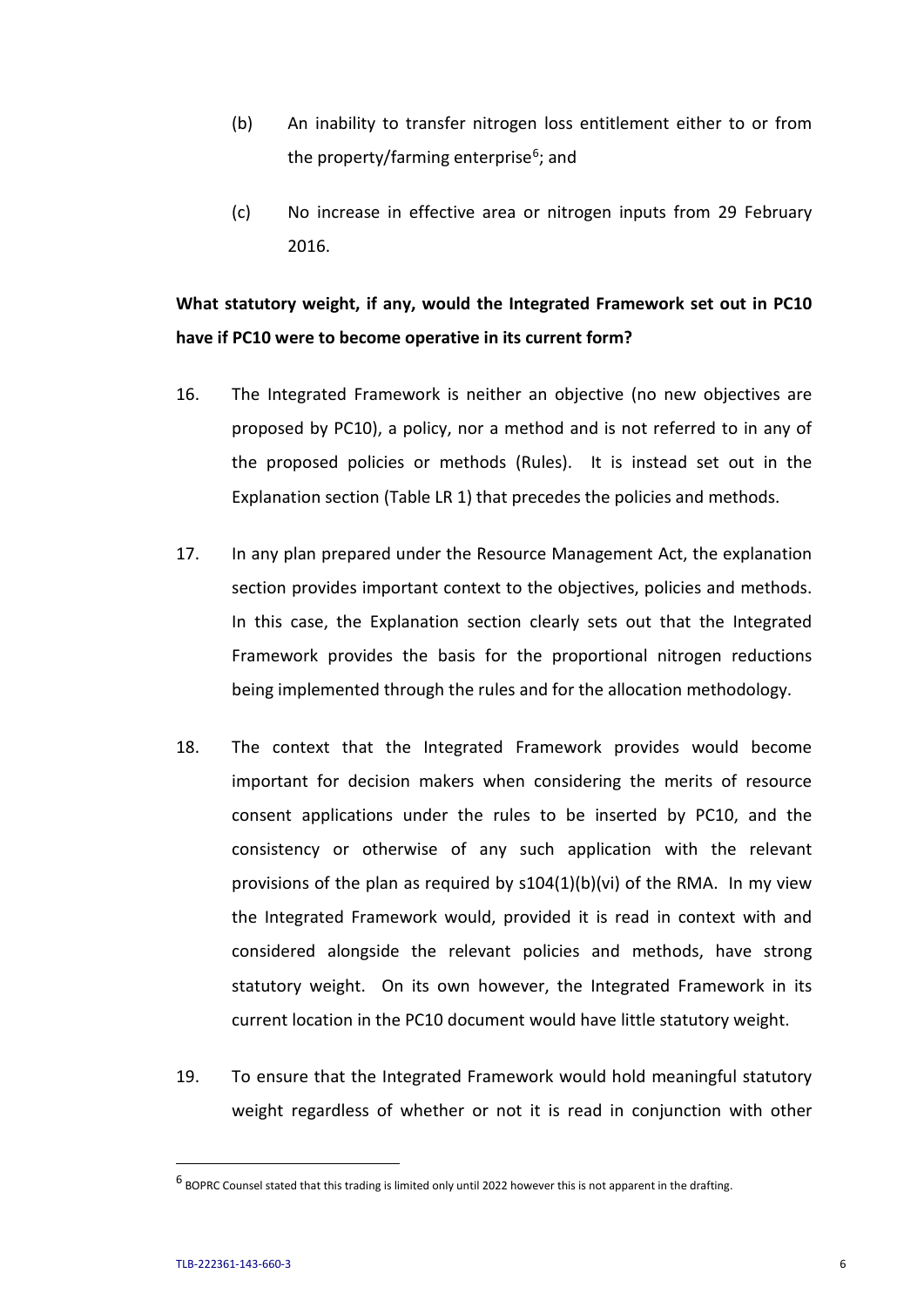(b) An inability to transfer nitrogen loss entitlement either to or from the property/farming enterprise[6]; and

(c) No increase in effective area or nitrogen inputs from 29 February 2016.

**What statutory weight, if any, would the Integrated Framework set out in PC10 have if PC10 were to become operative in its current form?**

16. The Integrated Framework is neither an objective (no new objectives are proposed by PC10), a policy, nor a method and is not referred to in any of the proposed policies or methods (Rules). It is instead set out in the Explanation section (Table LR 1) that precedes the policies and methods.

17. In any plan prepared under the Resource Management Act, the explanation section provides important context to the objectives, policies and methods. In this case, the Explanation section clearly sets out that the Integrated Framework provides the basis for the proportional nitrogen reductions being implemented through the rules and for the allocation methodology.

18. The context that the Integrated Framework provides would become important for decision makers when considering the merits of resource consent applications under the rules to be inserted by PC10, and the consistency or otherwise of any such application with the relevant provisions of the plan as required by s104(1)(b)(vi) of the RMA. In my view the Integrated Framework would, provided it is read in context with and considered alongside the relevant policies and methods, have strong statutory weight. On its own however, the Integrated Framework in its current location in the PC10 document would have little statutory weight.

19. To ensure that the Integrated Framework would hold meaningful statutory weight regardless of whether or not it is read in conjunction with other

---

[6] BOPRC Counsel stated that this trading is limited only until 2022 however this is not apparent in the drafting.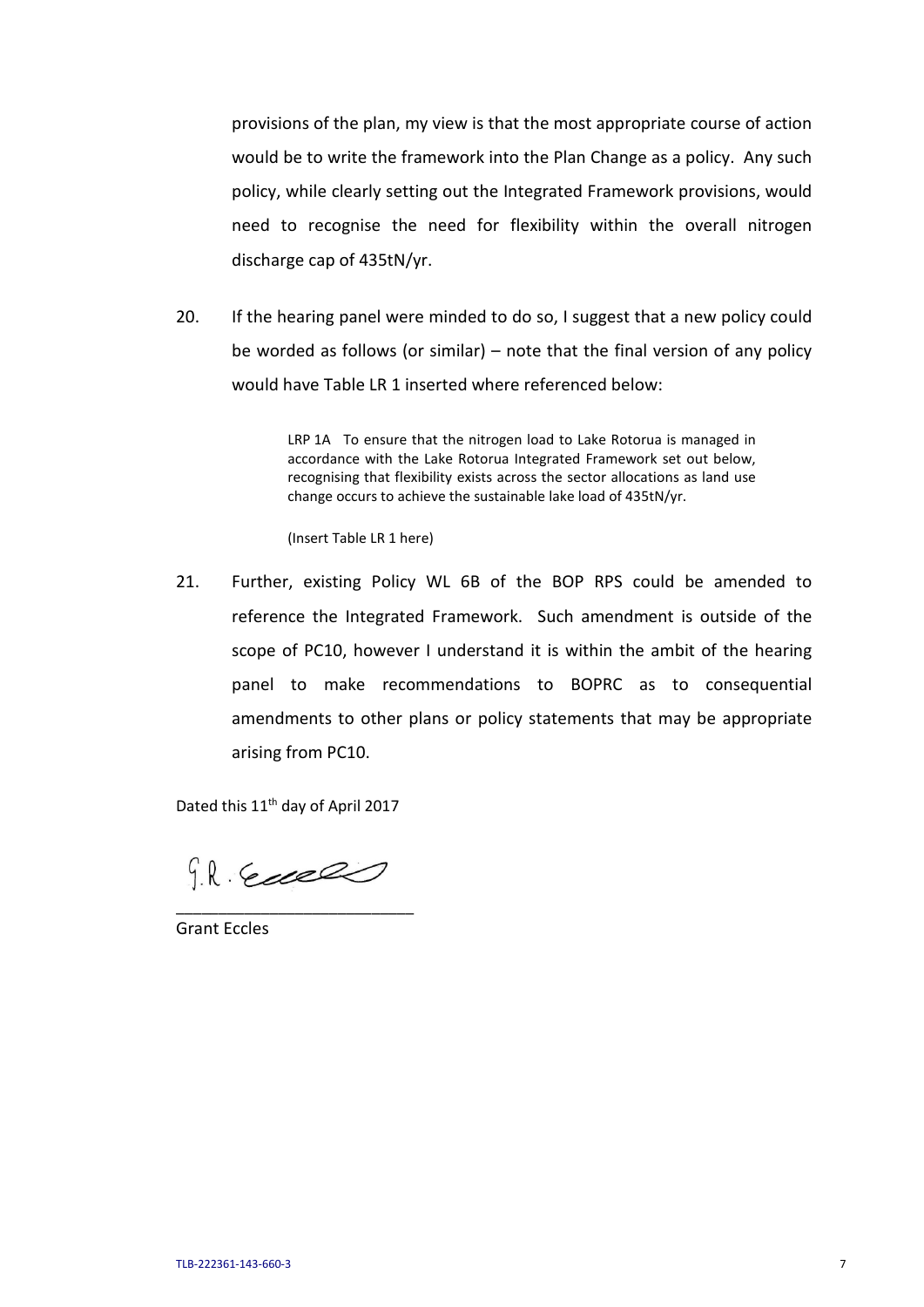provisions of the plan, my view is that the most appropriate course of action would be to write the framework into the Plan Change as a policy. Any such policy, while clearly setting out the Integrated Framework provisions, would need to recognise the need for flexibility within the overall nitrogen discharge cap of 435tN/yr.

20. If the hearing panel were minded to do so, I suggest that a new policy could be worded as follows (or similar) – note that the final version of any policy would have Table LR 1 inserted where referenced below:

> LRP 1A To ensure that the nitrogen load to Lake Rotorua is managed in accordance with the Lake Rotorua Integrated Framework set out below, recognising that flexibility exists across the sector allocations as land use change occurs to achieve the sustainable lake load of 435tN/yr.
>
> (Insert Table LR 1 here)

21. Further, existing Policy WL 6B of the BOP RPS could be amended to reference the Integrated Framework. Such amendment is outside of the scope of PC10, however I understand it is within the ambit of the hearing panel to make recommendations to BOPRC as to consequential amendments to other plans or policy statements that may be appropriate arising from PC10.

Dated this 11th day of April 2017

G.R. Eccles

\_\_\_\_\_\_\_\_\_\_\_\_\_\_\_\_\_\_\_\_\_\_\_\_\_\_\_\_

Grant Eccles

TLB-222361-143-660-3